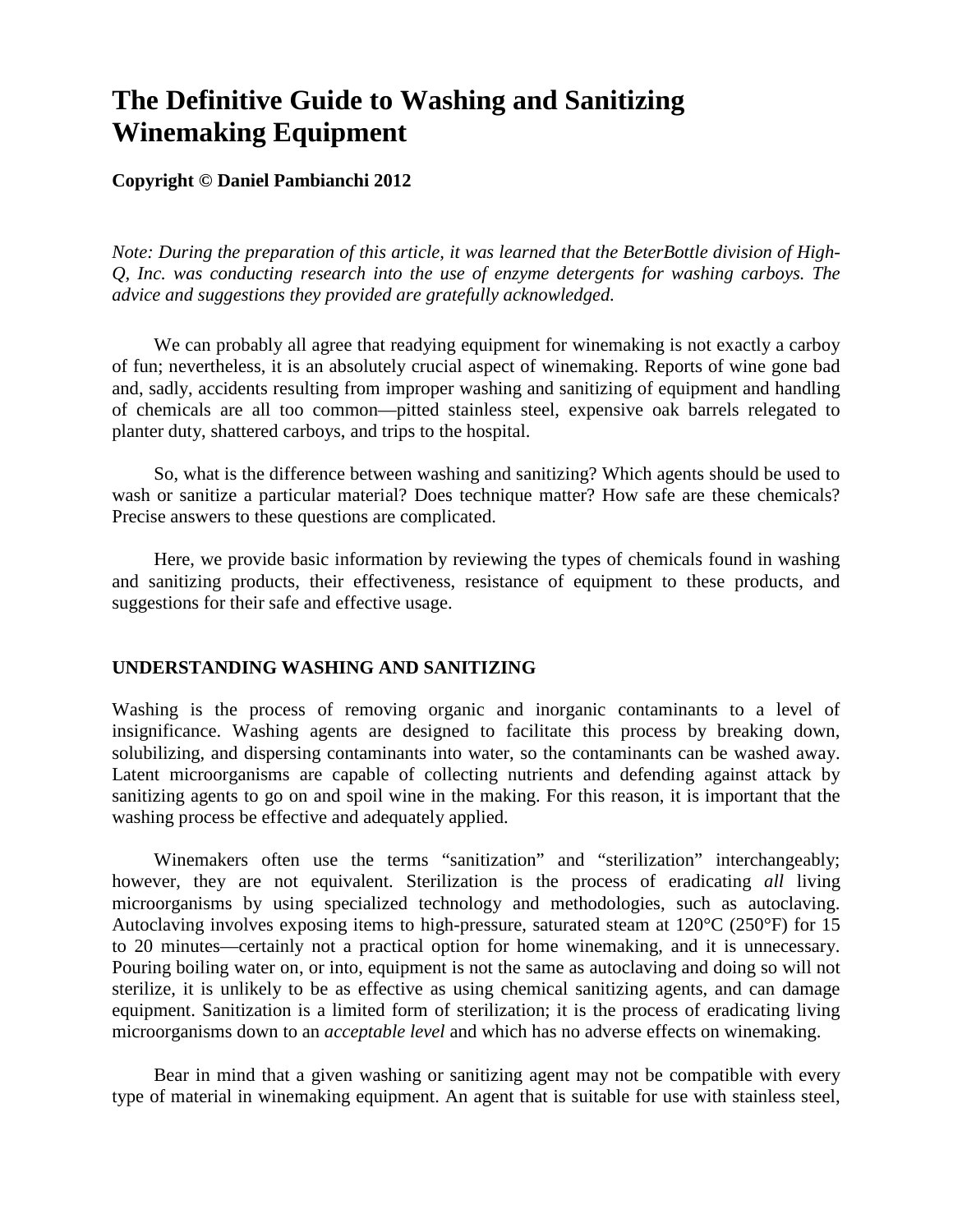# The Definitive Guide to Washing and Sanitizing Winemaking Equipment

**Copyright © Daniel Pambianchi 2012**

*Note: During the preparation of this article, it was learned that the BeterBottle division of High-Q, Inc. was conducting research into the use of enzyme detergents for washing carboys. The advice and suggestions they provided are gratefully acknowledged.*

We can probably all agree that readying equipment for winemaking is not exactly a carboy of fun; nevertheless, it is an absolutely crucial aspect of winemaking. Reports of wine gone bad and, sadly, accidents resulting from improper washing and sanitizing of equipment and handling of chemicals are all too common—pitted stainless steel, expensive oak barrels relegated to planter duty, shattered carboys, and trips to the hospital.

So, what is the difference between washing and sanitizing? Which agents should be used to wash or sanitize a particular material? Does technique matter? How safe are these chemicals? Precise answers to these questions are complicated.

Here, we provide basic information by reviewing the types of chemicals found in washing and sanitizing products, their effectiveness, resistance of equipment to these products, and suggestions for their safe and effective usage.

## UNDERSTANDING WASHING AND SANITIZING

Washing is the process of removing organic and inorganic contaminants to a level of insignificance. Washing agents are designed to facilitate this process by breaking down, solubilizing, and dispersing contaminants into water, so the contaminants can be washed away. Latent microorganisms are capable of collecting nutrients and defending against attack by sanitizing agents to go on and spoil wine in the making. For this reason, it is important that the washing process be effective and adequately applied.

Winemakers often use the terms "sanitization" and "sterilization" interchangeably; however, they are not equivalent. Sterilization is the process of eradicating *all* living microorganisms by using specialized technology and methodologies, such as autoclaving. Autoclaving involves exposing items to high-pressure, saturated steam at 120°C (250°F) for 15 to 20 minutes—certainly not a practical option for home winemaking, and it is unnecessary. Pouring boiling water on, or into, equipment is not the same as autoclaving and doing so will not sterilize, it is unlikely to be as effective as using chemical sanitizing agents, and can damage equipment. Sanitization is a limited form of sterilization; it is the process of eradicating living microorganisms down to an *acceptable level* and which has no adverse effects on winemaking.

Bear in mind that a given washing or sanitizing agent may not be compatible with every type of material in winemaking equipment. An agent that is suitable for use with stainless steel,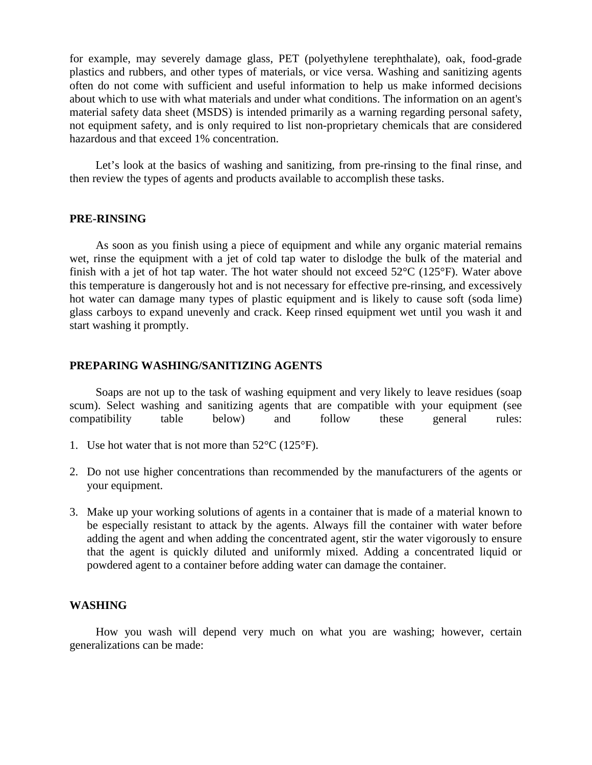for example, may severely damage glass, PET (polyethylene terephthalate), oak, food-grade plastics and rubbers, and other types of materials, or vice versa. Washing and sanitizing agents often do not come with sufficient and useful information to help us make informed decisions about which to use with what materials and under what conditions. The information on an agent's material safety data sheet (MSDS) is intended primarily as a warning regarding personal safety, not equipment safety, and is only required to list non-proprietary chemicals that are considered hazardous and that exceed 1% concentration.

Let's look at the basics of washing and sanitizing, from pre-rinsing to the final rinse, and then review the types of agents and products available to accomplish these tasks.

## PRE-RINSING

As soon as you finish using a piece of equipment and while any organic material remains wet, rinse the equipment with a jet of cold tap water to dislodge the bulk of the material and finish with a jet of hot tap water. The hot water should not exceed 52°C (125°F). Water above this temperature is dangerously hot and is not necessary for effective pre-rinsing, and excessively hot water can damage many types of plastic equipment and is likely to cause soft (soda lime) glass carboys to expand unevenly and crack. Keep rinsed equipment wet until you wash it and start washing it promptly.

## PREPARING WASHING/SANITIZING AGENTS

Soaps are not up to the task of washing equipment and very likely to leave residues (soap scum). Select washing and sanitizing agents that are compatible with your equipment (see compatibility table below) and follow these general rules:

1. Use hot water that is not more than 52°C (125°F).

2. Do not use higher concentrations than recommended by the manufacturers of the agents or your equipment.

3. Make up your working solutions of agents in a container that is made of a material known to be especially resistant to attack by the agents. Always fill the container with water before adding the agent and when adding the concentrated agent, stir the water vigorously to ensure that the agent is quickly diluted and uniformly mixed. Adding a concentrated liquid or powdered agent to a container before adding water can damage the container.

## WASHING

How you wash will depend very much on what you are washing; however, certain generalizations can be made: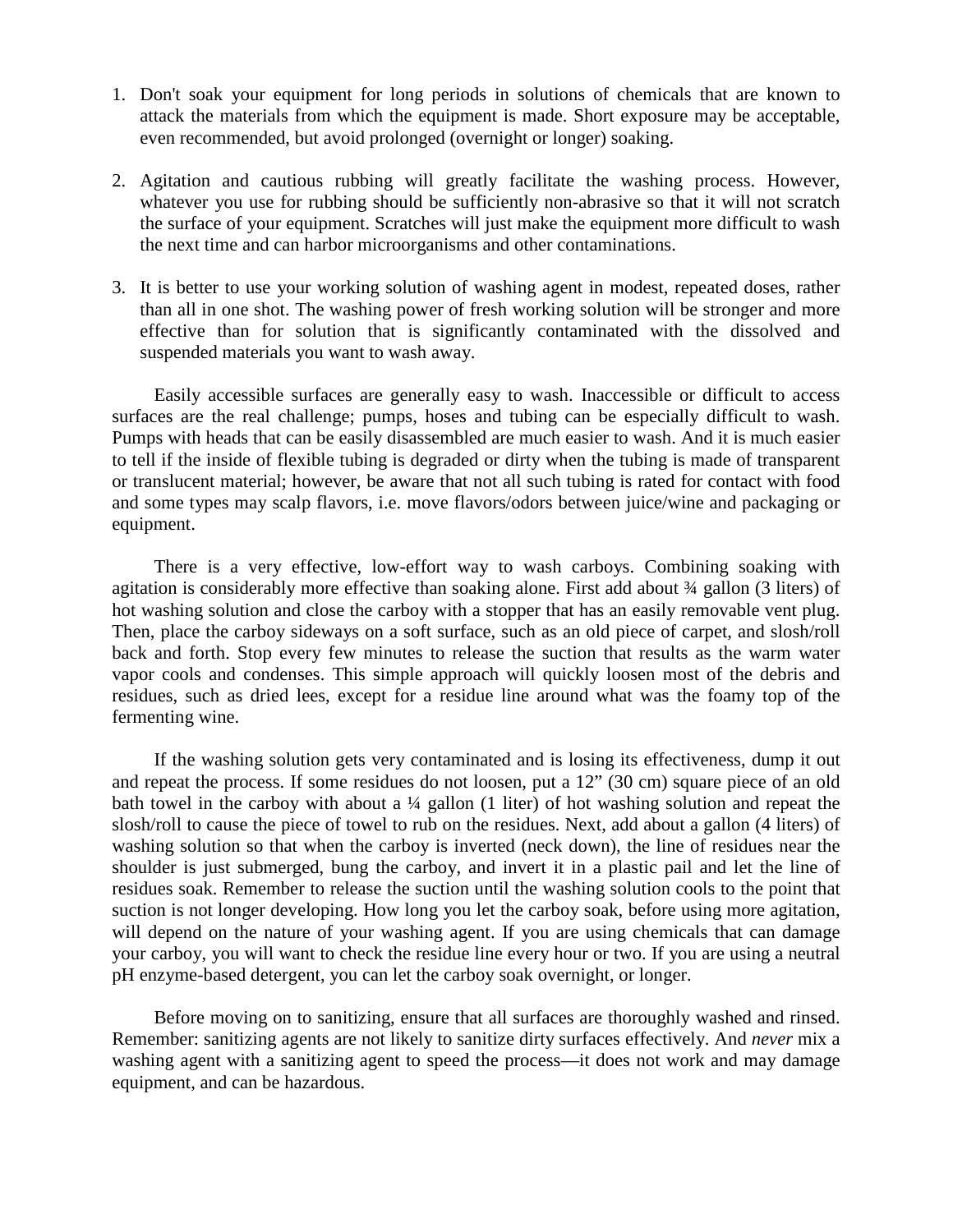1. Don't soak your equipment for long periods in solutions of chemicals that are known to attack the materials from which the equipment is made. Short exposure may be acceptable, even recommended, but avoid prolonged (overnight or longer) soaking.

2. Agitation and cautious rubbing will greatly facilitate the washing process. However, whatever you use for rubbing should be sufficiently non-abrasive so that it will not scratch the surface of your equipment. Scratches will just make the equipment more difficult to wash the next time and can harbor microorganisms and other contaminations.

3. It is better to use your working solution of washing agent in modest, repeated doses, rather than all in one shot. The washing power of fresh working solution will be stronger and more effective than for solution that is significantly contaminated with the dissolved and suspended materials you want to wash away.

Easily accessible surfaces are generally easy to wash. Inaccessible or difficult to access surfaces are the real challenge; pumps, hoses and tubing can be especially difficult to wash. Pumps with heads that can be easily disassembled are much easier to wash. And it is much easier to tell if the inside of flexible tubing is degraded or dirty when the tubing is made of transparent or translucent material; however, be aware that not all such tubing is rated for contact with food and some types may scalp flavors, i.e. move flavors/odors between juice/wine and packaging or equipment.

There is a very effective, low-effort way to wash carboys. Combining soaking with agitation is considerably more effective than soaking alone. First add about ¾ gallon (3 liters) of hot washing solution and close the carboy with a stopper that has an easily removable vent plug. Then, place the carboy sideways on a soft surface, such as an old piece of carpet, and slosh/roll back and forth. Stop every few minutes to release the suction that results as the warm water vapor cools and condenses. This simple approach will quickly loosen most of the debris and residues, such as dried lees, except for a residue line around what was the foamy top of the fermenting wine.

If the washing solution gets very contaminated and is losing its effectiveness, dump it out and repeat the process. If some residues do not loosen, put a 12" (30 cm) square piece of an old bath towel in the carboy with about a ¼ gallon (1 liter) of hot washing solution and repeat the slosh/roll to cause the piece of towel to rub on the residues. Next, add about a gallon (4 liters) of washing solution so that when the carboy is inverted (neck down), the line of residues near the shoulder is just submerged, bung the carboy, and invert it in a plastic pail and let the line of residues soak. Remember to release the suction until the washing solution cools to the point that suction is not longer developing. How long you let the carboy soak, before using more agitation, will depend on the nature of your washing agent. If you are using chemicals that can damage your carboy, you will want to check the residue line every hour or two. If you are using a neutral pH enzyme-based detergent, you can let the carboy soak overnight, or longer.

Before moving on to sanitizing, ensure that all surfaces are thoroughly washed and rinsed. Remember: sanitizing agents are not likely to sanitize dirty surfaces effectively. And *never* mix a washing agent with a sanitizing agent to speed the process—it does not work and may damage equipment, and can be hazardous.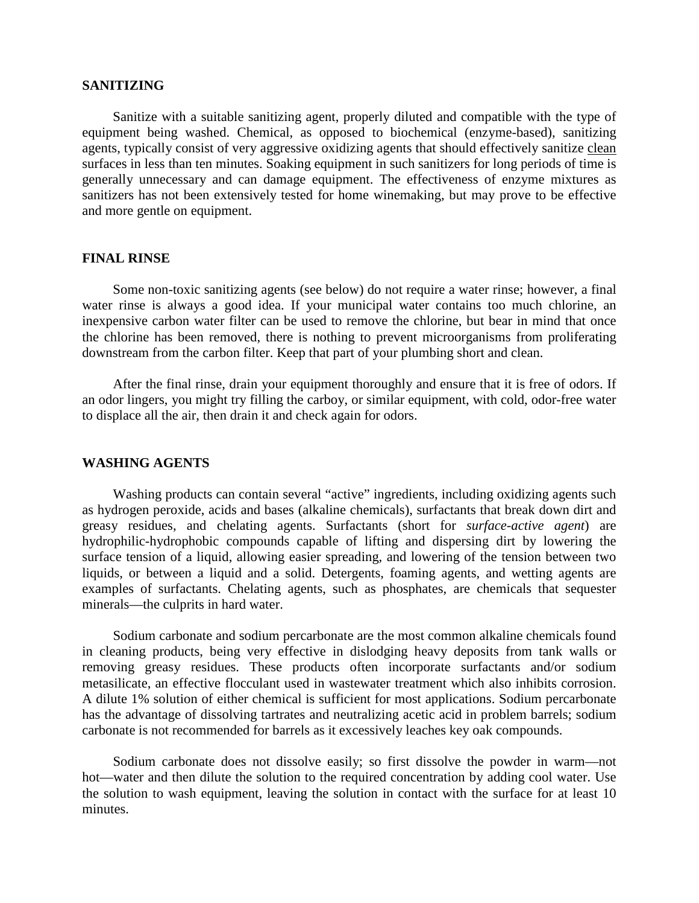**SANITIZING**

Sanitize with a suitable sanitizing agent, properly diluted and compatible with the type of equipment being washed. Chemical, as opposed to biochemical (enzyme-based), sanitizing agents, typically consist of very aggressive oxidizing agents that should effectively sanitize clean surfaces in less than ten minutes. Soaking equipment in such sanitizers for long periods of time is generally unnecessary and can damage equipment. The effectiveness of enzyme mixtures as sanitizers has not been extensively tested for home winemaking, but may prove to be effective and more gentle on equipment.

**FINAL RINSE**

Some non-toxic sanitizing agents (see below) do not require a water rinse; however, a final water rinse is always a good idea. If your municipal water contains too much chlorine, an inexpensive carbon water filter can be used to remove the chlorine, but bear in mind that once the chlorine has been removed, there is nothing to prevent microorganisms from proliferating downstream from the carbon filter. Keep that part of your plumbing short and clean.

After the final rinse, drain your equipment thoroughly and ensure that it is free of odors. If an odor lingers, you might try filling the carboy, or similar equipment, with cold, odor-free water to displace all the air, then drain it and check again for odors.

**WASHING AGENTS**

Washing products can contain several "active" ingredients, including oxidizing agents such as hydrogen peroxide, acids and bases (alkaline chemicals), surfactants that break down dirt and greasy residues, and chelating agents. Surfactants (short for *surface-active agent*) are hydrophilic-hydrophobic compounds capable of lifting and dispersing dirt by lowering the surface tension of a liquid, allowing easier spreading, and lowering of the tension between two liquids, or between a liquid and a solid. Detergents, foaming agents, and wetting agents are examples of surfactants. Chelating agents, such as phosphates, are chemicals that sequester minerals—the culprits in hard water.

Sodium carbonate and sodium percarbonate are the most common alkaline chemicals found in cleaning products, being very effective in dislodging heavy deposits from tank walls or removing greasy residues. These products often incorporate surfactants and/or sodium metasilicate, an effective flocculant used in wastewater treatment which also inhibits corrosion. A dilute 1% solution of either chemical is sufficient for most applications. Sodium percarbonate has the advantage of dissolving tartrates and neutralizing acetic acid in problem barrels; sodium carbonate is not recommended for barrels as it excessively leaches key oak compounds.

Sodium carbonate does not dissolve easily; so first dissolve the powder in warm—not hot—water and then dilute the solution to the required concentration by adding cool water. Use the solution to wash equipment, leaving the solution in contact with the surface for at least 10 minutes.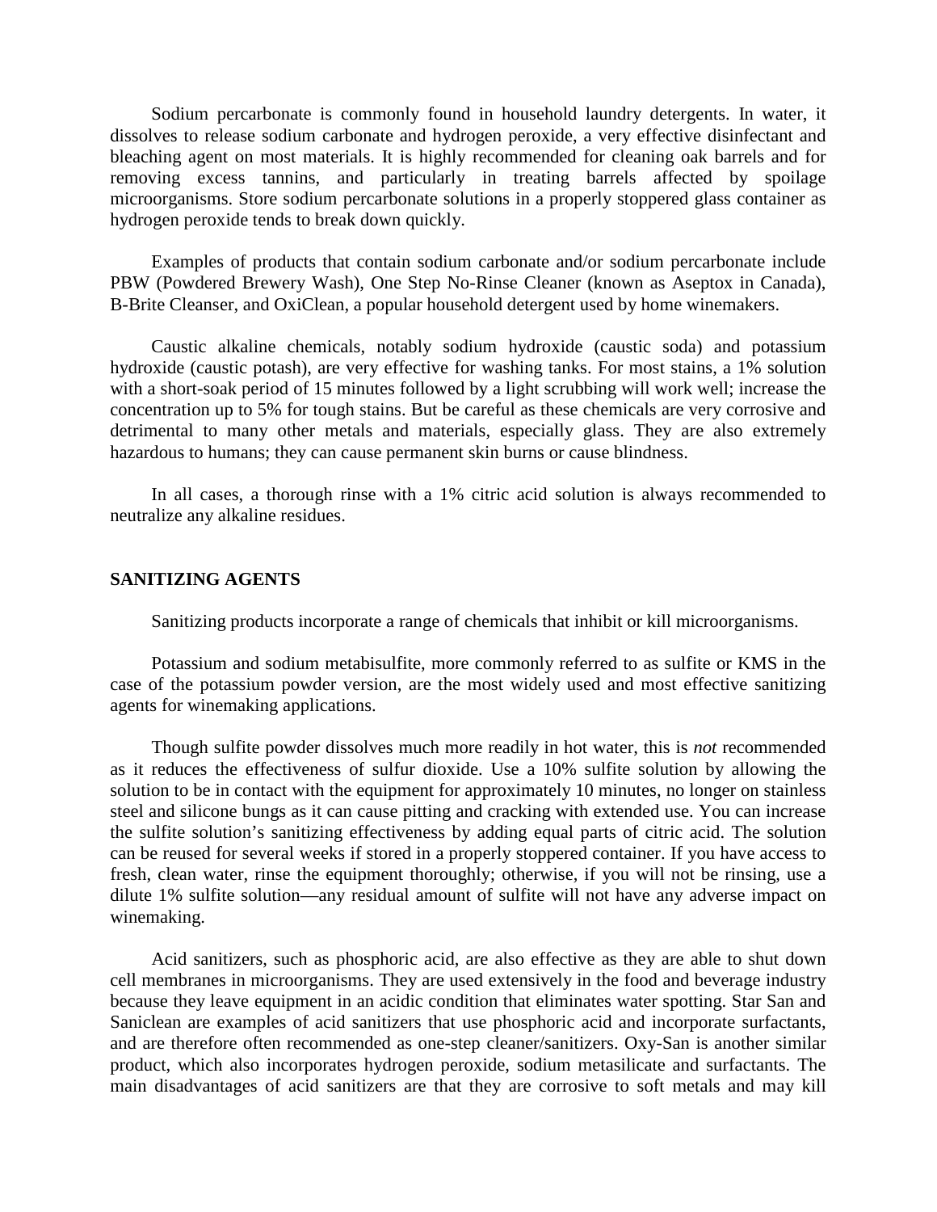Sodium percarbonate is commonly found in household laundry detergents. In water, it dissolves to release sodium carbonate and hydrogen peroxide, a very effective disinfectant and bleaching agent on most materials. It is highly recommended for cleaning oak barrels and for removing excess tannins, and particularly in treating barrels affected by spoilage microorganisms. Store sodium percarbonate solutions in a properly stoppered glass container as hydrogen peroxide tends to break down quickly.

Examples of products that contain sodium carbonate and/or sodium percarbonate include PBW (Powdered Brewery Wash), One Step No-Rinse Cleaner (known as Aseptox in Canada), B-Brite Cleanser, and OxiClean, a popular household detergent used by home winemakers.

Caustic alkaline chemicals, notably sodium hydroxide (caustic soda) and potassium hydroxide (caustic potash), are very effective for washing tanks. For most stains, a 1% solution with a short-soak period of 15 minutes followed by a light scrubbing will work well; increase the concentration up to 5% for tough stains. But be careful as these chemicals are very corrosive and detrimental to many other metals and materials, especially glass. They are also extremely hazardous to humans; they can cause permanent skin burns or cause blindness.

In all cases, a thorough rinse with a 1% citric acid solution is always recommended to neutralize any alkaline residues.

## SANITIZING AGENTS

Sanitizing products incorporate a range of chemicals that inhibit or kill microorganisms.

Potassium and sodium metabisulfite, more commonly referred to as sulfite or KMS in the case of the potassium powder version, are the most widely used and most effective sanitizing agents for winemaking applications.

Though sulfite powder dissolves much more readily in hot water, this is *not* recommended as it reduces the effectiveness of sulfur dioxide. Use a 10% sulfite solution by allowing the solution to be in contact with the equipment for approximately 10 minutes, no longer on stainless steel and silicone bungs as it can cause pitting and cracking with extended use. You can increase the sulfite solution's sanitizing effectiveness by adding equal parts of citric acid. The solution can be reused for several weeks if stored in a properly stoppered container. If you have access to fresh, clean water, rinse the equipment thoroughly; otherwise, if you will not be rinsing, use a dilute 1% sulfite solution—any residual amount of sulfite will not have any adverse impact on winemaking.

Acid sanitizers, such as phosphoric acid, are also effective as they are able to shut down cell membranes in microorganisms. They are used extensively in the food and beverage industry because they leave equipment in an acidic condition that eliminates water spotting. Star San and Saniclean are examples of acid sanitizers that use phosphoric acid and incorporate surfactants, and are therefore often recommended as one-step cleaner/sanitizers. Oxy-San is another similar product, which also incorporates hydrogen peroxide, sodium metasilicate and surfactants. The main disadvantages of acid sanitizers are that they are corrosive to soft metals and may kill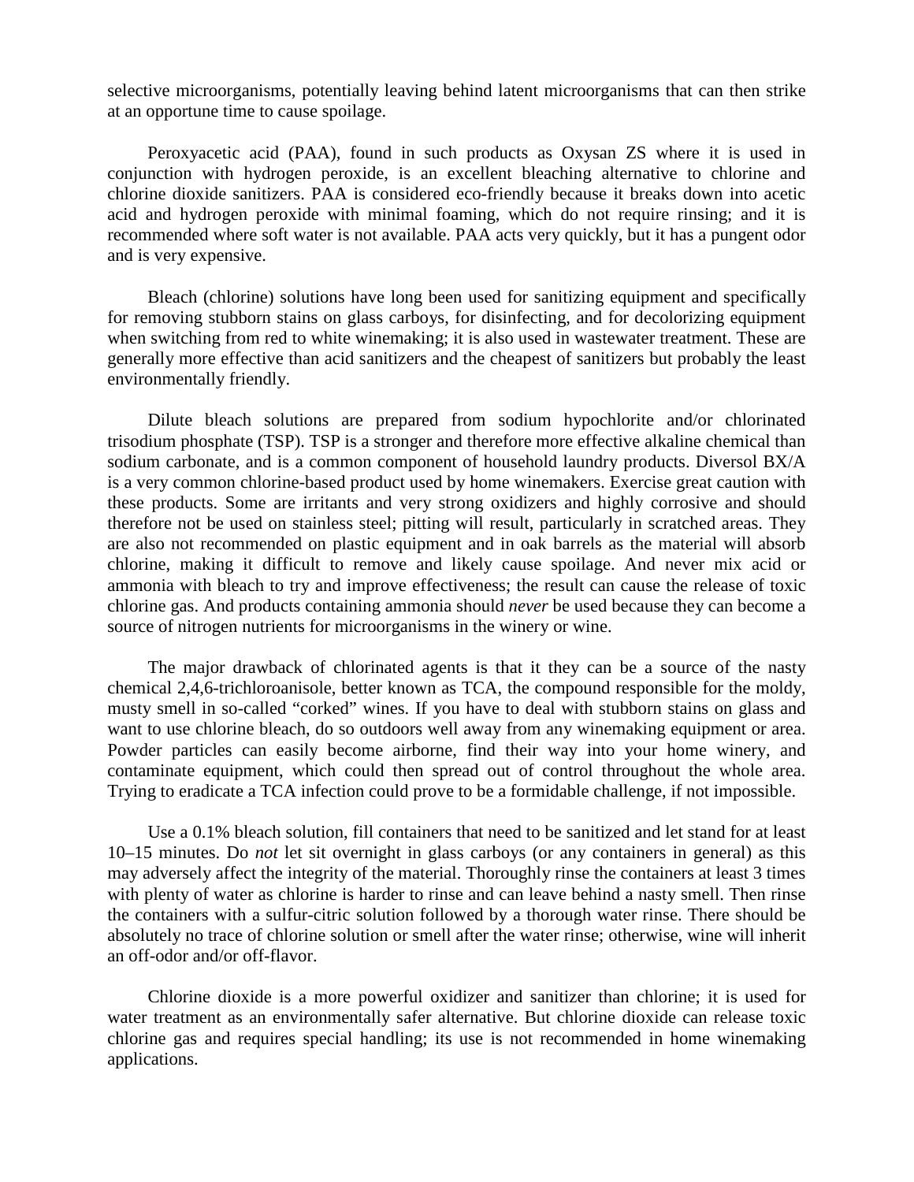selective microorganisms, potentially leaving behind latent microorganisms that can then strike at an opportune time to cause spoilage.

Peroxyacetic acid (PAA), found in such products as Oxysan ZS where it is used in conjunction with hydrogen peroxide, is an excellent bleaching alternative to chlorine and chlorine dioxide sanitizers. PAA is considered eco-friendly because it breaks down into acetic acid and hydrogen peroxide with minimal foaming, which do not require rinsing; and it is recommended where soft water is not available. PAA acts very quickly, but it has a pungent odor and is very expensive.

Bleach (chlorine) solutions have long been used for sanitizing equipment and specifically for removing stubborn stains on glass carboys, for disinfecting, and for decolorizing equipment when switching from red to white winemaking; it is also used in wastewater treatment. These are generally more effective than acid sanitizers and the cheapest of sanitizers but probably the least environmentally friendly.

Dilute bleach solutions are prepared from sodium hypochlorite and/or chlorinated trisodium phosphate (TSP). TSP is a stronger and therefore more effective alkaline chemical than sodium carbonate, and is a common component of household laundry products. Diversol BX/A is a very common chlorine-based product used by home winemakers. Exercise great caution with these products. Some are irritants and very strong oxidizers and highly corrosive and should therefore not be used on stainless steel; pitting will result, particularly in scratched areas. They are also not recommended on plastic equipment and in oak barrels as the material will absorb chlorine, making it difficult to remove and likely cause spoilage. And never mix acid or ammonia with bleach to try and improve effectiveness; the result can cause the release of toxic chlorine gas. And products containing ammonia should *never* be used because they can become a source of nitrogen nutrients for microorganisms in the winery or wine.

The major drawback of chlorinated agents is that it they can be a source of the nasty chemical 2,4,6-trichloroanisole, better known as TCA, the compound responsible for the moldy, musty smell in so-called "corked" wines. If you have to deal with stubborn stains on glass and want to use chlorine bleach, do so outdoors well away from any winemaking equipment or area. Powder particles can easily become airborne, find their way into your home winery, and contaminate equipment, which could then spread out of control throughout the whole area. Trying to eradicate a TCA infection could prove to be a formidable challenge, if not impossible.

Use a 0.1% bleach solution, fill containers that need to be sanitized and let stand for at least 10–15 minutes. Do *not* let sit overnight in glass carboys (or any containers in general) as this may adversely affect the integrity of the material. Thoroughly rinse the containers at least 3 times with plenty of water as chlorine is harder to rinse and can leave behind a nasty smell. Then rinse the containers with a sulfur-citric solution followed by a thorough water rinse. There should be absolutely no trace of chlorine solution or smell after the water rinse; otherwise, wine will inherit an off-odor and/or off-flavor.

Chlorine dioxide is a more powerful oxidizer and sanitizer than chlorine; it is used for water treatment as an environmentally safer alternative. But chlorine dioxide can release toxic chlorine gas and requires special handling; its use is not recommended in home winemaking applications.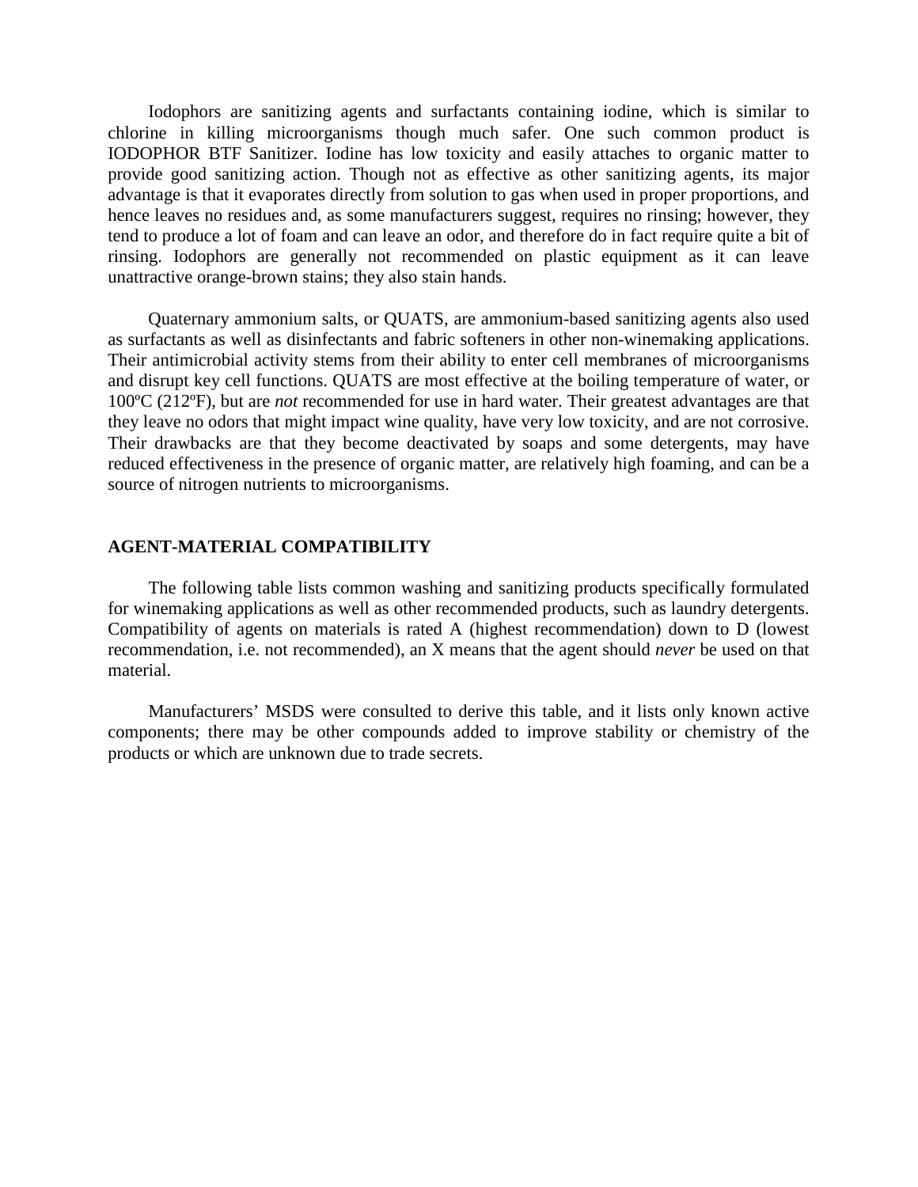Iodophors are sanitizing agents and surfactants containing iodine, which is similar to chlorine in killing microorganisms though much safer. One such common product is IODOPHOR BTF Sanitizer. Iodine has low toxicity and easily attaches to organic matter to provide good sanitizing action. Though not as effective as other sanitizing agents, its major advantage is that it evaporates directly from solution to gas when used in proper proportions, and hence leaves no residues and, as some manufacturers suggest, requires no rinsing; however, they tend to produce a lot of foam and can leave an odor, and therefore do in fact require quite a bit of rinsing. Iodophors are generally not recommended on plastic equipment as it can leave unattractive orange-brown stains; they also stain hands.

Quaternary ammonium salts, or QUATS, are ammonium-based sanitizing agents also used as surfactants as well as disinfectants and fabric softeners in other non-winemaking applications. Their antimicrobial activity stems from their ability to enter cell membranes of microorganisms and disrupt key cell functions. QUATS are most effective at the boiling temperature of water, or 100ºC (212ºF), but are *not* recommended for use in hard water. Their greatest advantages are that they leave no odors that might impact wine quality, have very low toxicity, and are not corrosive. Their drawbacks are that they become deactivated by soaps and some detergents, may have reduced effectiveness in the presence of organic matter, are relatively high foaming, and can be a source of nitrogen nutrients to microorganisms.

## AGENT-MATERIAL COMPATIBILITY

The following table lists common washing and sanitizing products specifically formulated for winemaking applications as well as other recommended products, such as laundry detergents. Compatibility of agents on materials is rated A (highest recommendation) down to D (lowest recommendation, i.e. not recommended), an X means that the agent should *never* be used on that material.

Manufacturers' MSDS were consulted to derive this table, and it lists only known active components; there may be other compounds added to improve stability or chemistry of the products or which are unknown due to trade secrets.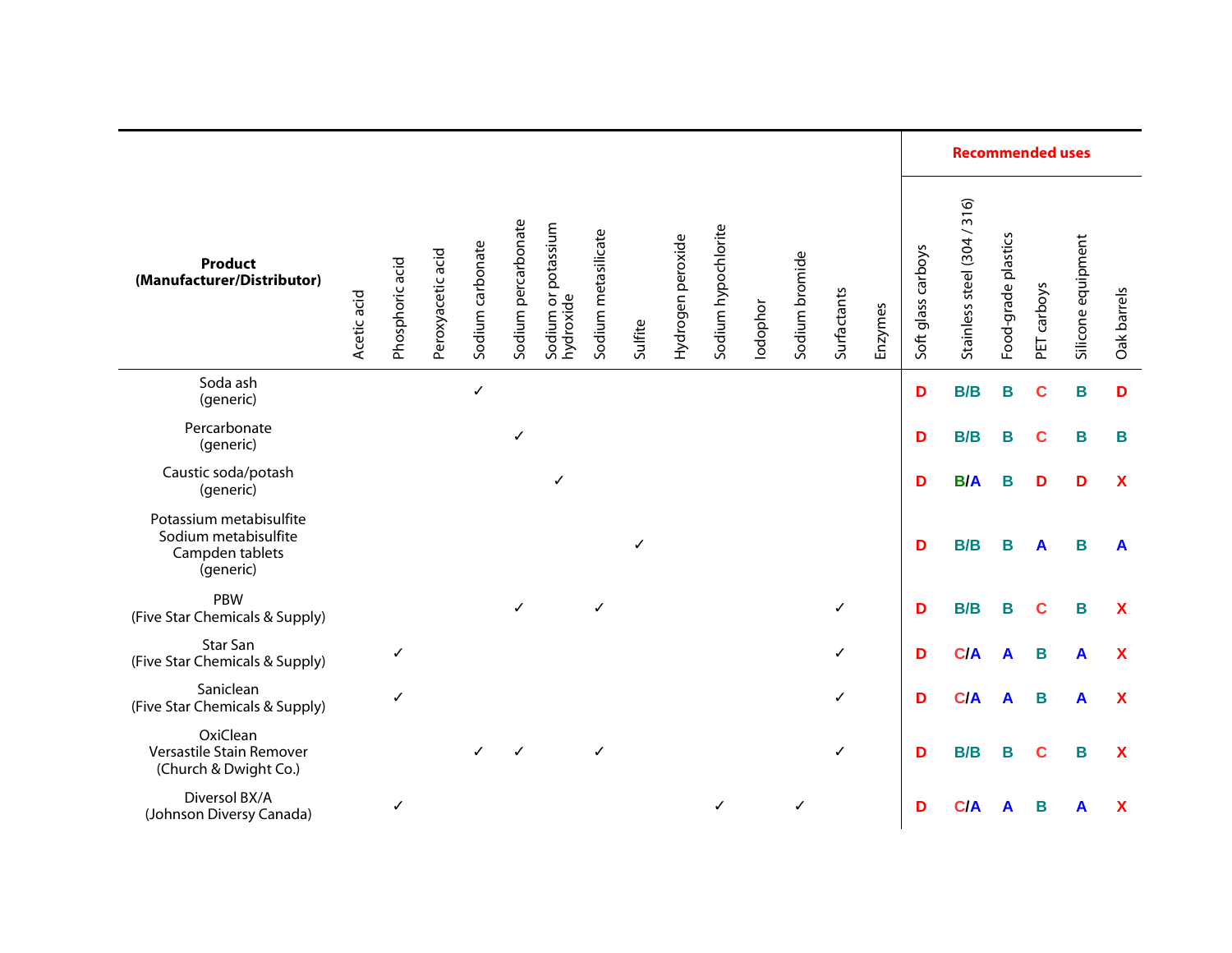| Product (Manufacturer/Distributor) | Acetic acid | Phosphoric acid | Peroxyacetic acid | Sodium carbonate | Sodium percarbonate | Sodium or potassium hydroxide | Sodium metasilicate | Sulfite | Hydrogen peroxide | Sodium hypochlorite | Iodophor | Sodium bromide | Surfactants | Enzymes | **Recommended uses** | | | | | |
|---|---|---|---|---|---|---|---|---|---|---|---|---|---|---|---|---|---|---|---|---|
| | | | | | | | | | | | | | | | Soft glass carboys | Stainless steel (304 / 316) | Food-grade plastics | PET carboys | Silicone equipment | Oak barrels |
| Soda ash (generic) | | | | ✓ | | | | | | | | | | | D | B/B | B | C | B | D |
| Percarbonate (generic) | | | | | ✓ | | | | | | | | | | D | B/B | B | C | B | B |
| Caustic soda/potash (generic) | | | | | | ✓ | | | | | | | | | D | B/A | B | D | D | X |
| Potassium metabisulfite Sodium metabisulfite Campden tablets (generic) | | | | | | | | ✓ | | | | | | | D | B/B | B | A | B | A |
| PBW (Five Star Chemicals & Supply) | | | | | ✓ | | ✓ | | | | | | ✓ | | D | B/B | B | C | B | X |
| Star San (Five Star Chemicals & Supply) | | ✓ | | | | | | | | | | | ✓ | | D | C/A | A | B | A | X |
| Saniclean (Five Star Chemicals & Supply) | | ✓ | | | | | | | | | | | ✓ | | D | C/A | A | B | A | X |
| OxiClean Versastile Stain Remover (Church & Dwight Co.) | | | | ✓ | ✓ | | ✓ | | | | | | ✓ | | D | B/B | B | C | B | X |
| Diversol BX/A (Johnson Diversy Canada) | | ✓ | | | | | | | | ✓ | | ✓ | | | D | C/A | A | B | A | X |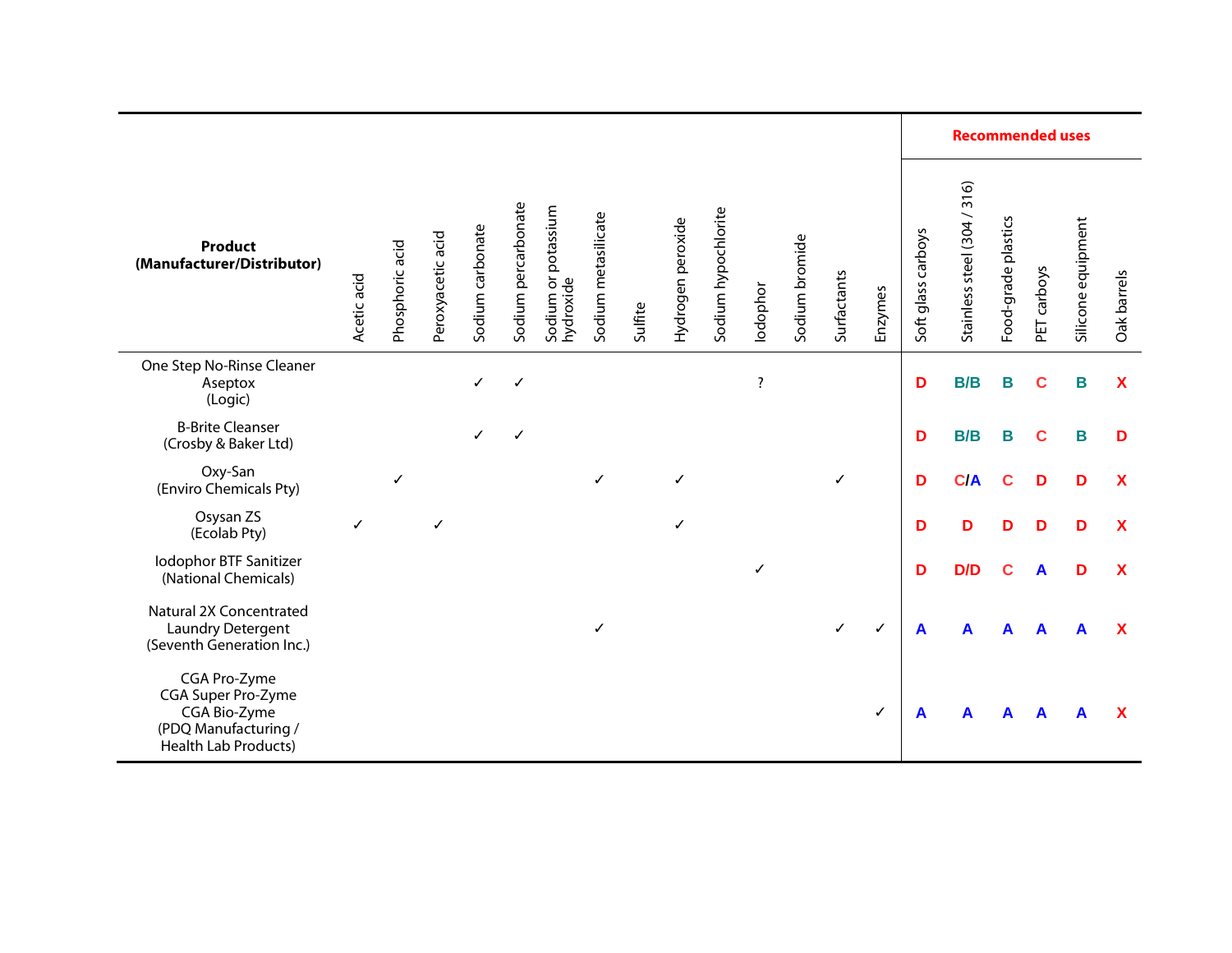| Product (Manufacturer/Distributor) | Acetic acid | Phosphoric acid | Peroxyacetic acid | Sodium carbonate | Sodium percarbonate | Sodium or potassium hydroxide | Sodium metasilicate | Sulfite | Hydrogen peroxide | Sodium hypochlorite | Iodophor | Sodium bromide | Surfactants | Enzymes | **Recommended uses** | | | | | |
|---|---|---|---|---|---|---|---|---|---|---|---|---|---|---|---|---|---|---|---|---|
| | | | | | | | | | | | | | | | Soft glass carboys | Stainless steel (304 / 316) | Food-grade plastics | PET carboys | Silicone equipment | Oak barrels |
| One Step No-Rinse Cleaner<br>Aseptox<br>(Logic) | | | | ✓ | ✓ | | | | | | ? | | | | D | B/B | B | C | B | X |
| B-Brite Cleanser<br>(Crosby & Baker Ltd) | | | | ✓ | ✓ | | | | | | | | | | D | B/B | B | C | B | D |
| Oxy-San<br>(Enviro Chemicals Pty) | | ✓ | | | | | ✓ | | ✓ | | | | ✓ | | D | C/A | C | D | D | X |
| Osysan ZS<br>(Ecolab Pty) | ✓ | | ✓ | | | | | | ✓ | | | | | | D | D | D | D | D | X |
| Iodophor BTF Sanitizer<br>(National Chemicals) | | | | | | | | | | | ✓ | | | | D | D/D | C | A | D | X |
| Natural 2X Concentrated Laundry Detergent<br>(Seventh Generation Inc.) | | | | | | | ✓ | | | | | | ✓ | ✓ | A | A | A | A | A | X |
| CGA Pro-Zyme<br>CGA Super Pro-Zyme<br>CGA Bio-Zyme<br>(PDQ Manufacturing / Health Lab Products) | | | | | | | | | | | | | | ✓ | A | A | A | A | A | X |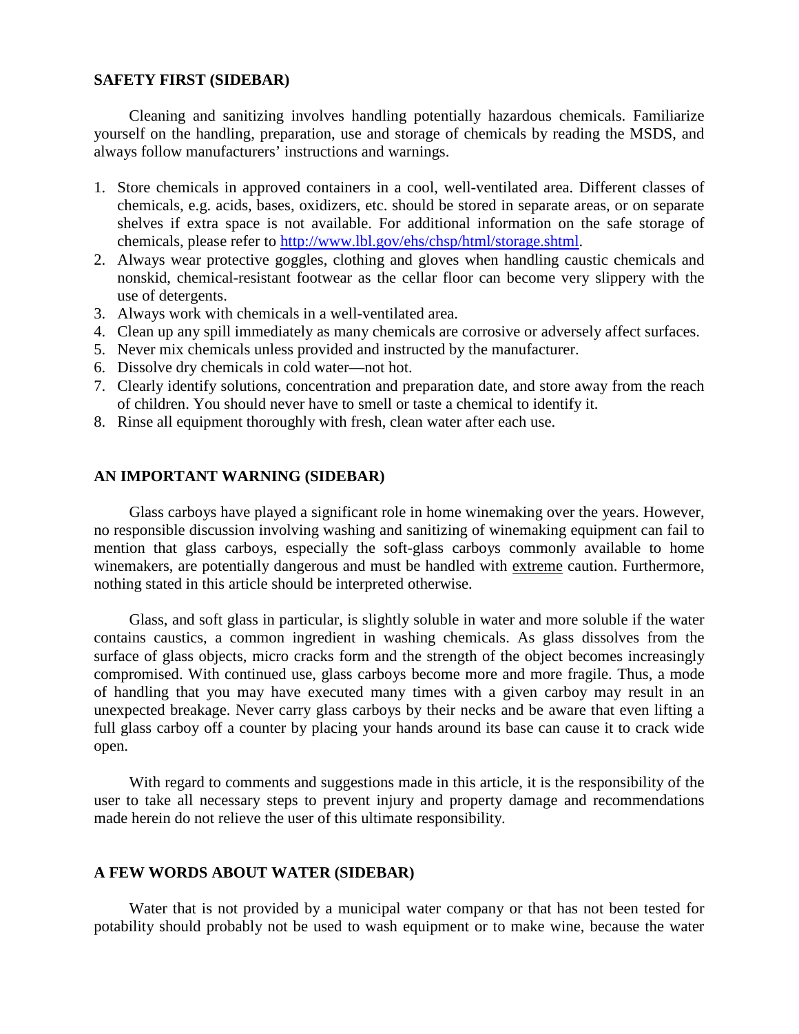**SAFETY FIRST (SIDEBAR)**

Cleaning and sanitizing involves handling potentially hazardous chemicals. Familiarize yourself on the handling, preparation, use and storage of chemicals by reading the MSDS, and always follow manufacturers' instructions and warnings.

1. Store chemicals in approved containers in a cool, well-ventilated area. Different classes of chemicals, e.g. acids, bases, oxidizers, etc. should be stored in separate areas, or on separate shelves if extra space is not available. For additional information on the safe storage of chemicals, please refer to [http://www.lbl.gov/ehs/chsp/html/storage.shtml](http://www.lbl.gov/ehs/chsp/html/storage.shtml).
2. Always wear protective goggles, clothing and gloves when handling caustic chemicals and nonskid, chemical-resistant footwear as the cellar floor can become very slippery with the use of detergents.
3. Always work with chemicals in a well-ventilated area.
4. Clean up any spill immediately as many chemicals are corrosive or adversely affect surfaces.
5. Never mix chemicals unless provided and instructed by the manufacturer.
6. Dissolve dry chemicals in cold water—not hot.
7. Clearly identify solutions, concentration and preparation date, and store away from the reach of children. You should never have to smell or taste a chemical to identify it.
8. Rinse all equipment thoroughly with fresh, clean water after each use.

**AN IMPORTANT WARNING (SIDEBAR)**

Glass carboys have played a significant role in home winemaking over the years. However, no responsible discussion involving washing and sanitizing of winemaking equipment can fail to mention that glass carboys, especially the soft-glass carboys commonly available to home winemakers, are potentially dangerous and must be handled with <u>extreme</u> caution. Furthermore, nothing stated in this article should be interpreted otherwise.

Glass, and soft glass in particular, is slightly soluble in water and more soluble if the water contains caustics, a common ingredient in washing chemicals. As glass dissolves from the surface of glass objects, micro cracks form and the strength of the object becomes increasingly compromised. With continued use, glass carboys become more and more fragile. Thus, a mode of handling that you may have executed many times with a given carboy may result in an unexpected breakage. Never carry glass carboys by their necks and be aware that even lifting a full glass carboy off a counter by placing your hands around its base can cause it to crack wide open.

With regard to comments and suggestions made in this article, it is the responsibility of the user to take all necessary steps to prevent injury and property damage and recommendations made herein do not relieve the user of this ultimate responsibility.

**A FEW WORDS ABOUT WATER (SIDEBAR)**

Water that is not provided by a municipal water company or that has not been tested for potability should probably not be used to wash equipment or to make wine, because the water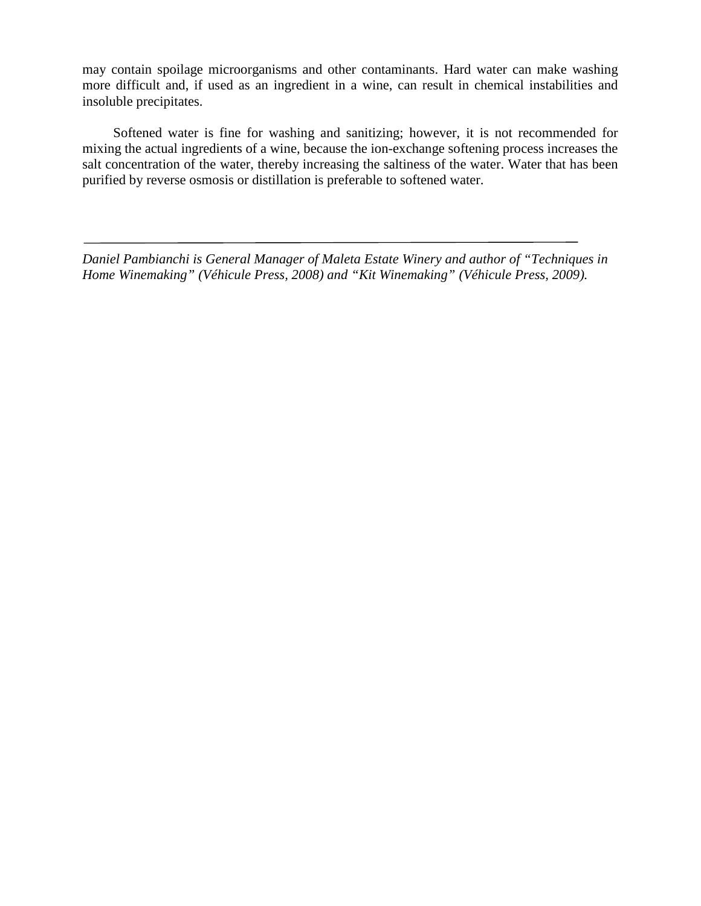may contain spoilage microorganisms and other contaminants. Hard water can make washing more difficult and, if used as an ingredient in a wine, can result in chemical instabilities and insoluble precipitates.

Softened water is fine for washing and sanitizing; however, it is not recommended for mixing the actual ingredients of a wine, because the ion-exchange softening process increases the salt concentration of the water, thereby increasing the saltiness of the water. Water that has been purified by reverse osmosis or distillation is preferable to softened water.

---

*Daniel Pambianchi is General Manager of Maleta Estate Winery and author of "Techniques in Home Winemaking" (Véhicule Press, 2008) and "Kit Winemaking" (Véhicule Press, 2009).*